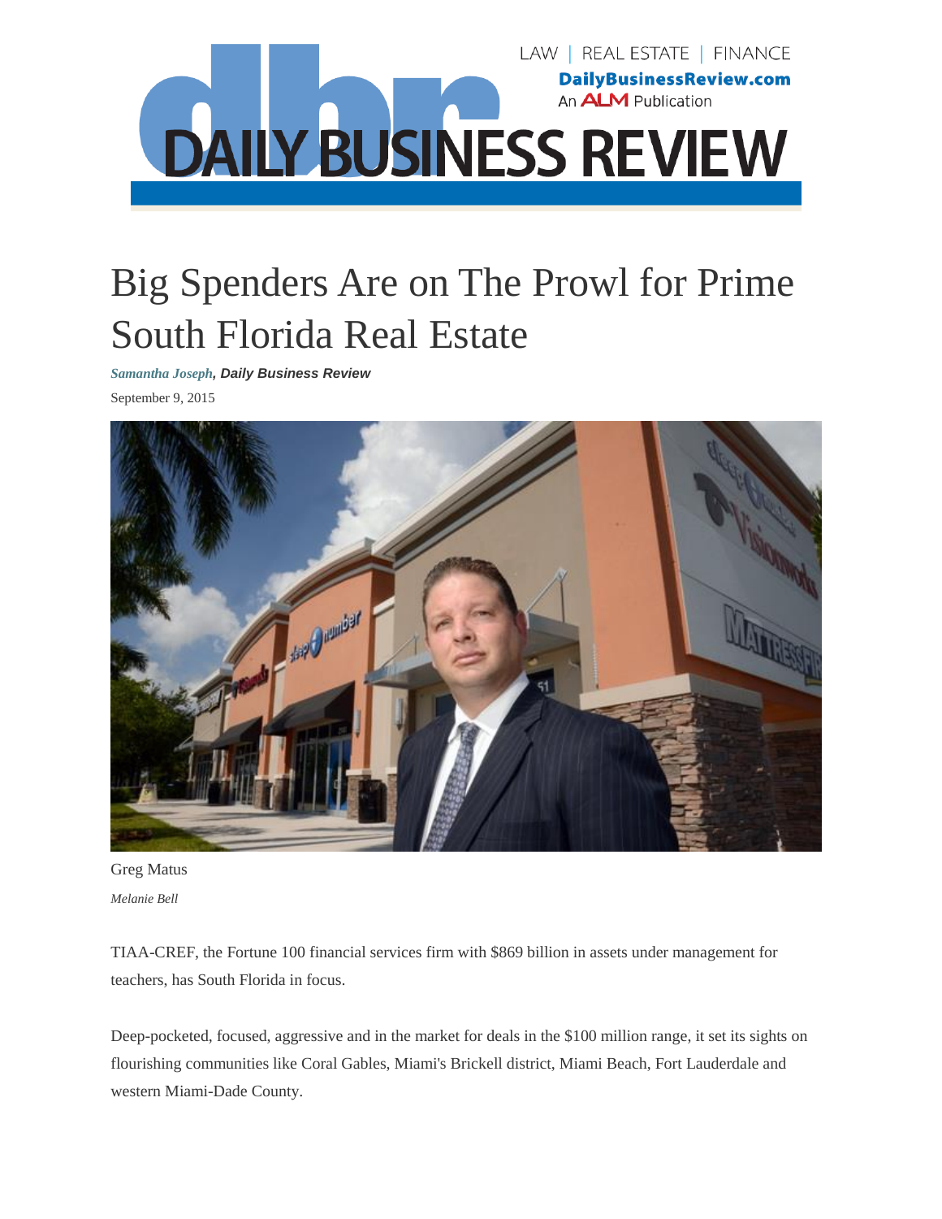# Big Spenders Are on The Prowl for Prime South Florida Real Estate

***Samantha Joseph*, *Daily Business Review***

September 9, 2015

Greg Matus

*Melanie Bell*

TIAA-CREF, the Fortune 100 financial services firm with $869 billion in assets under management for teachers, has South Florida in focus.

Deep-pocketed, focused, aggressive and in the market for deals in the $100 million range, it set its sights on flourishing communities like Coral Gables, Miami's Brickell district, Miami Beach, Fort Lauderdale and western Miami-Dade County.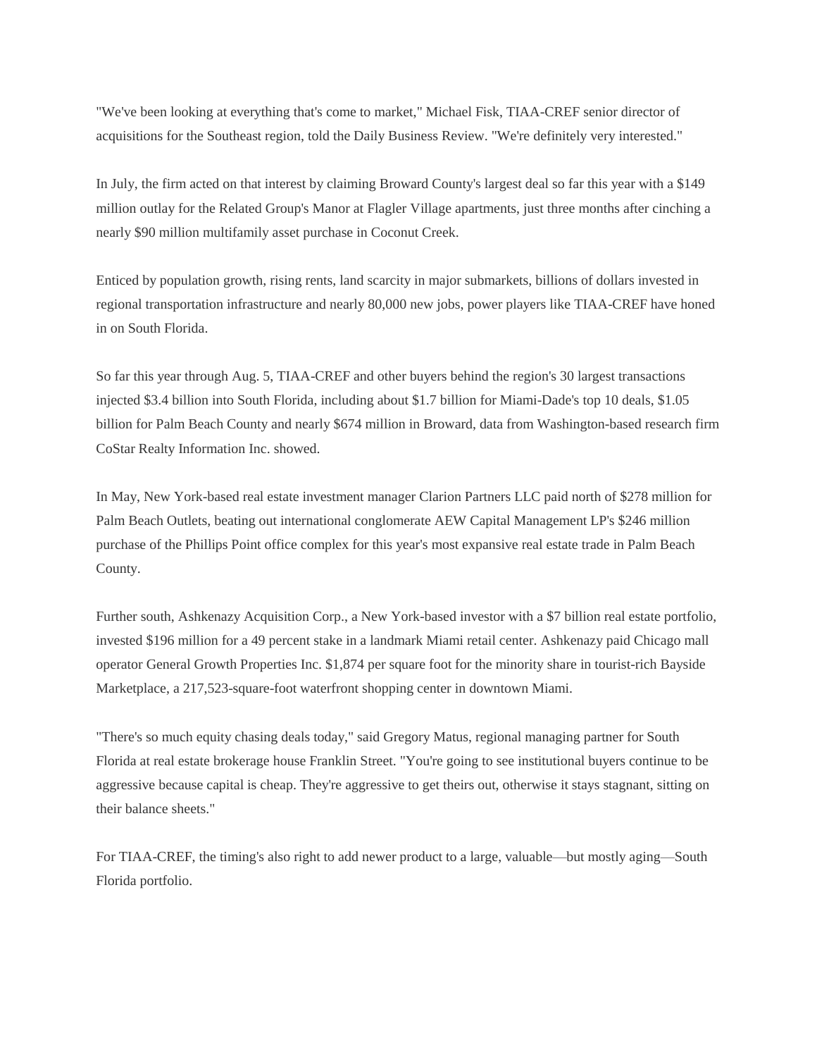"We've been looking at everything that's come to market," Michael Fisk, TIAA-CREF senior director of acquisitions for the Southeast region, told the Daily Business Review. "We're definitely very interested."

In July, the firm acted on that interest by claiming Broward County's largest deal so far this year with a $149 million outlay for the Related Group's Manor at Flagler Village apartments, just three months after cinching a nearly $90 million multifamily asset purchase in Coconut Creek.

Enticed by population growth, rising rents, land scarcity in major submarkets, billions of dollars invested in regional transportation infrastructure and nearly 80,000 new jobs, power players like TIAA-CREF have honed in on South Florida.

So far this year through Aug. 5, TIAA-CREF and other buyers behind the region's 30 largest transactions injected $3.4 billion into South Florida, including about $1.7 billion for Miami-Dade's top 10 deals, $1.05 billion for Palm Beach County and nearly $674 million in Broward, data from Washington-based research firm CoStar Realty Information Inc. showed.

In May, New York-based real estate investment manager Clarion Partners LLC paid north of $278 million for Palm Beach Outlets, beating out international conglomerate AEW Capital Management LP's $246 million purchase of the Phillips Point office complex for this year's most expansive real estate trade in Palm Beach County.

Further south, Ashkenazy Acquisition Corp., a New York-based investor with a $7 billion real estate portfolio, invested $196 million for a 49 percent stake in a landmark Miami retail center. Ashkenazy paid Chicago mall operator General Growth Properties Inc. $1,874 per square foot for the minority share in tourist-rich Bayside Marketplace, a 217,523-square-foot waterfront shopping center in downtown Miami.

"There's so much equity chasing deals today," said Gregory Matus, regional managing partner for South Florida at real estate brokerage house Franklin Street. "You're going to see institutional buyers continue to be aggressive because capital is cheap. They're aggressive to get theirs out, otherwise it stays stagnant, sitting on their balance sheets."

For TIAA-CREF, the timing's also right to add newer product to a large, valuable—but mostly aging—South Florida portfolio.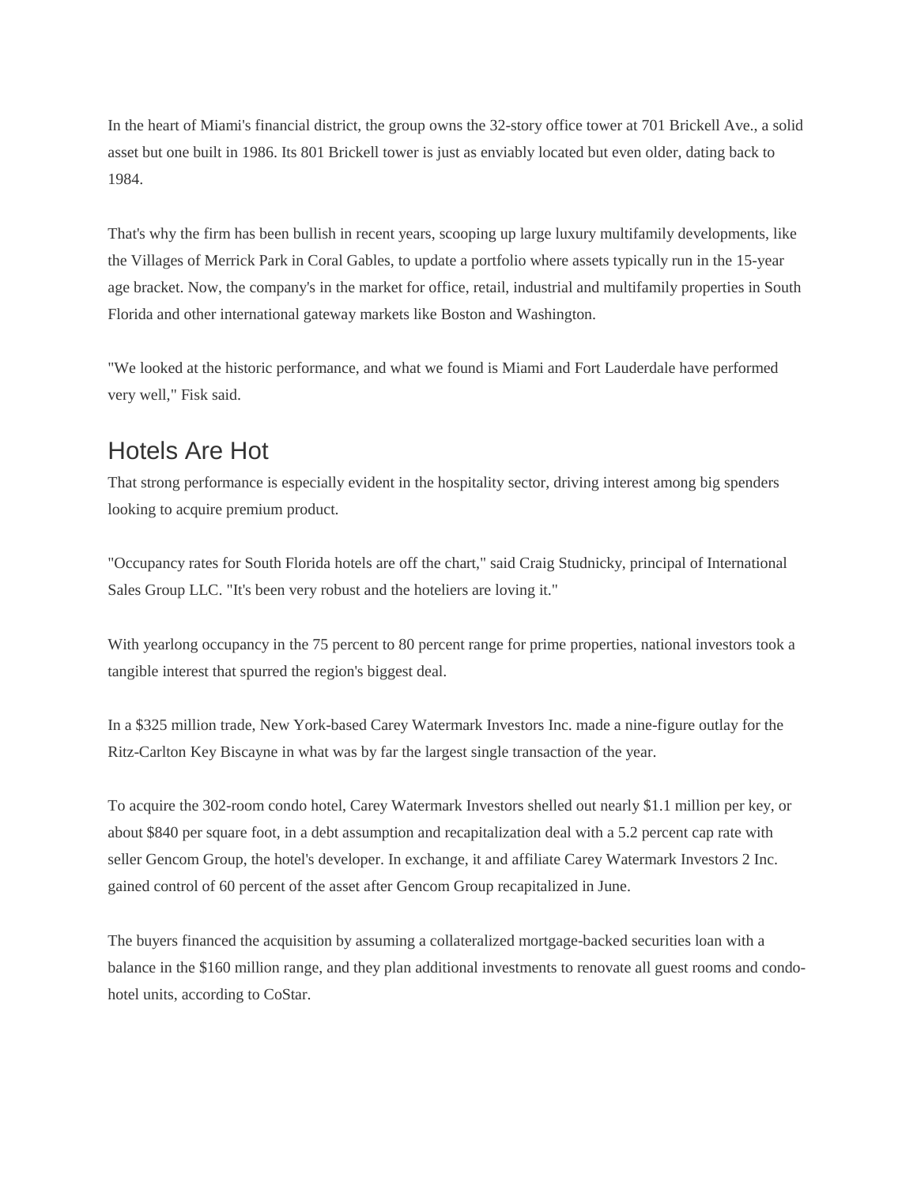In the heart of Miami's financial district, the group owns the 32-story office tower at 701 Brickell Ave., a solid asset but one built in 1986. Its 801 Brickell tower is just as enviably located but even older, dating back to 1984.

That's why the firm has been bullish in recent years, scooping up large luxury multifamily developments, like the Villages of Merrick Park in Coral Gables, to update a portfolio where assets typically run in the 15-year age bracket. Now, the company's in the market for office, retail, industrial and multifamily properties in South Florida and other international gateway markets like Boston and Washington.

"We looked at the historic performance, and what we found is Miami and Fort Lauderdale have performed very well," Fisk said.

## Hotels Are Hot

That strong performance is especially evident in the hospitality sector, driving interest among big spenders looking to acquire premium product.

"Occupancy rates for South Florida hotels are off the chart," said Craig Studnicky, principal of International Sales Group LLC. "It's been very robust and the hoteliers are loving it."

With yearlong occupancy in the 75 percent to 80 percent range for prime properties, national investors took a tangible interest that spurred the region's biggest deal.

In a $325 million trade, New York-based Carey Watermark Investors Inc. made a nine-figure outlay for the Ritz-Carlton Key Biscayne in what was by far the largest single transaction of the year.

To acquire the 302-room condo hotel, Carey Watermark Investors shelled out nearly $1.1 million per key, or about $840 per square foot, in a debt assumption and recapitalization deal with a 5.2 percent cap rate with seller Gencom Group, the hotel's developer. In exchange, it and affiliate Carey Watermark Investors 2 Inc. gained control of 60 percent of the asset after Gencom Group recapitalized in June.

The buyers financed the acquisition by assuming a collateralized mortgage-backed securities loan with a balance in the $160 million range, and they plan additional investments to renovate all guest rooms and condo-hotel units, according to CoStar.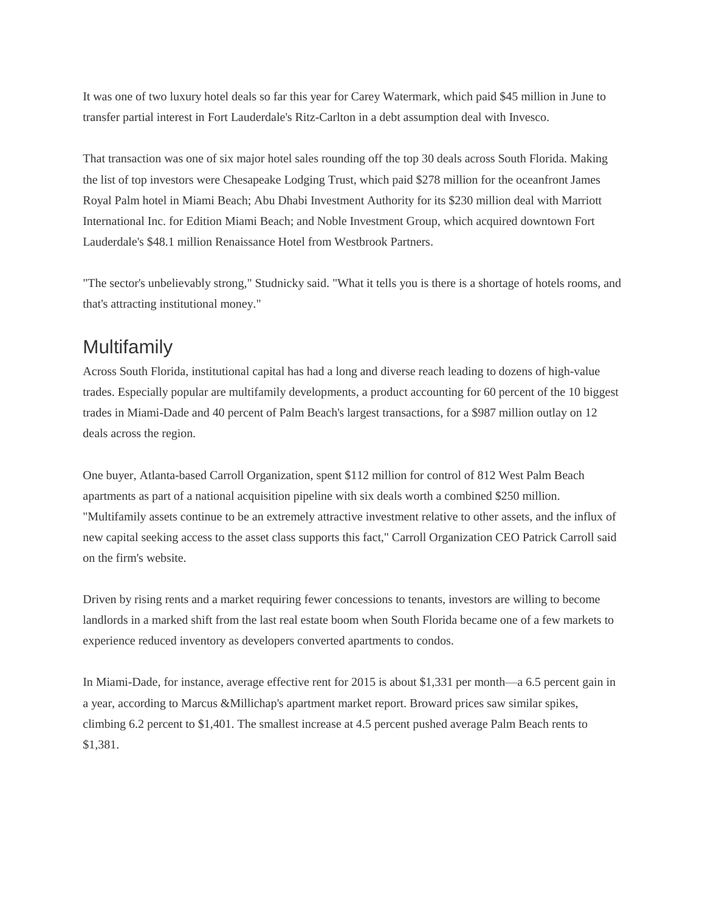It was one of two luxury hotel deals so far this year for Carey Watermark, which paid $45 million in June to transfer partial interest in Fort Lauderdale's Ritz-Carlton in a debt assumption deal with Invesco.

That transaction was one of six major hotel sales rounding off the top 30 deals across South Florida. Making the list of top investors were Chesapeake Lodging Trust, which paid $278 million for the oceanfront James Royal Palm hotel in Miami Beach; Abu Dhabi Investment Authority for its $230 million deal with Marriott International Inc. for Edition Miami Beach; and Noble Investment Group, which acquired downtown Fort Lauderdale's $48.1 million Renaissance Hotel from Westbrook Partners.

"The sector's unbelievably strong," Studnicky said. "What it tells you is there is a shortage of hotels rooms, and that's attracting institutional money."

## Multifamily

Across South Florida, institutional capital has had a long and diverse reach leading to dozens of high-value trades. Especially popular are multifamily developments, a product accounting for 60 percent of the 10 biggest trades in Miami-Dade and 40 percent of Palm Beach's largest transactions, for a $987 million outlay on 12 deals across the region.

One buyer, Atlanta-based Carroll Organization, spent $112 million for control of 812 West Palm Beach apartments as part of a national acquisition pipeline with six deals worth a combined $250 million. "Multifamily assets continue to be an extremely attractive investment relative to other assets, and the influx of new capital seeking access to the asset class supports this fact," Carroll Organization CEO Patrick Carroll said on the firm's website.

Driven by rising rents and a market requiring fewer concessions to tenants, investors are willing to become landlords in a marked shift from the last real estate boom when South Florida became one of a few markets to experience reduced inventory as developers converted apartments to condos.

In Miami-Dade, for instance, average effective rent for 2015 is about $1,331 per month—a 6.5 percent gain in a year, according to Marcus &Millichap's apartment market report. Broward prices saw similar spikes, climbing 6.2 percent to $1,401. The smallest increase at 4.5 percent pushed average Palm Beach rents to $1,381.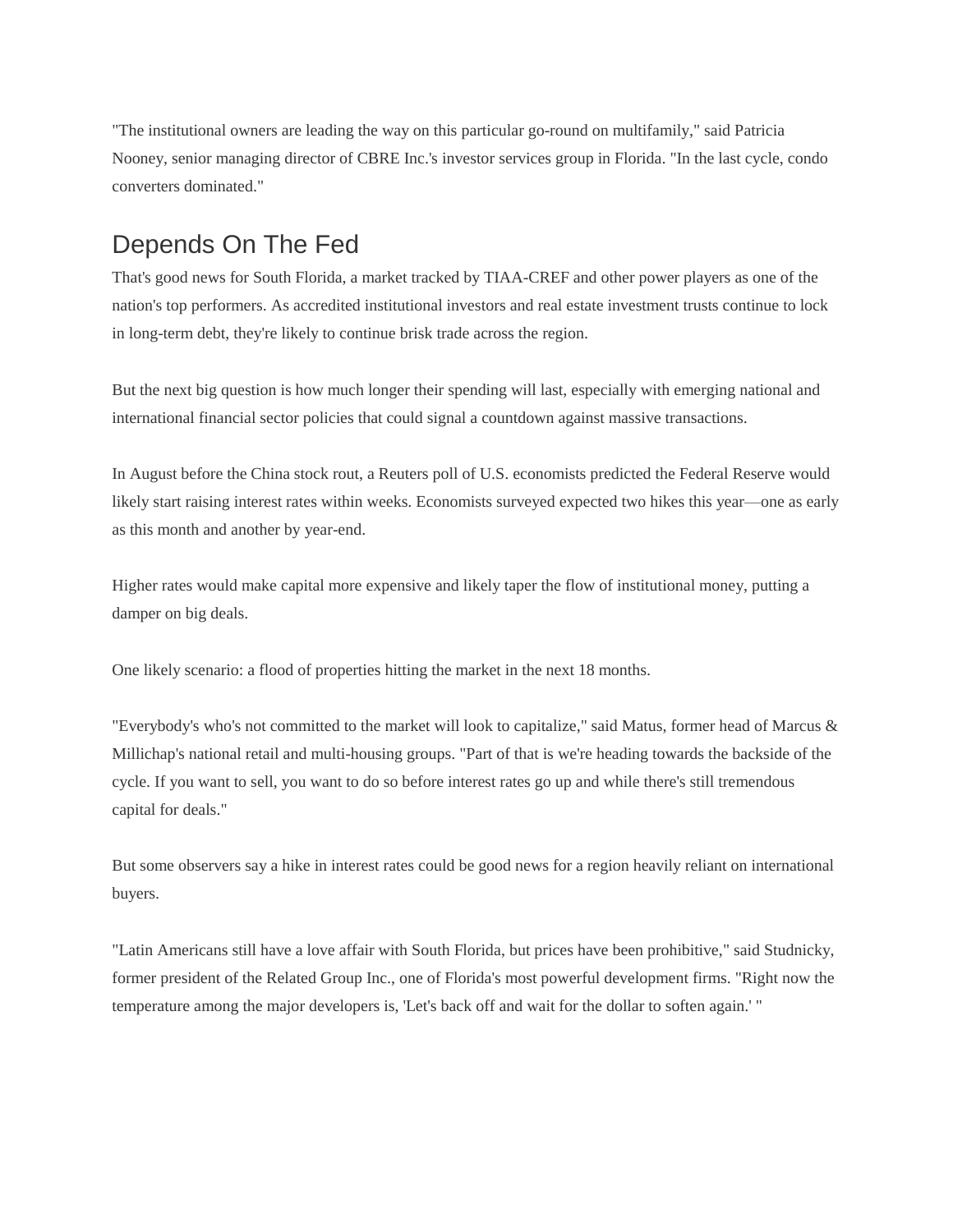"The institutional owners are leading the way on this particular go-round on multifamily," said Patricia Nooney, senior managing director of CBRE Inc.'s investor services group in Florida. "In the last cycle, condo converters dominated."

## Depends On The Fed

That's good news for South Florida, a market tracked by TIAA-CREF and other power players as one of the nation's top performers. As accredited institutional investors and real estate investment trusts continue to lock in long-term debt, they're likely to continue brisk trade across the region.

But the next big question is how much longer their spending will last, especially with emerging national and international financial sector policies that could signal a countdown against massive transactions.

In August before the China stock rout, a Reuters poll of U.S. economists predicted the Federal Reserve would likely start raising interest rates within weeks. Economists surveyed expected two hikes this year—one as early as this month and another by year-end.

Higher rates would make capital more expensive and likely taper the flow of institutional money, putting a damper on big deals.

One likely scenario: a flood of properties hitting the market in the next 18 months.

"Everybody's who's not committed to the market will look to capitalize," said Matus, former head of Marcus & Millichap's national retail and multi-housing groups. "Part of that is we're heading towards the backside of the cycle. If you want to sell, you want to do so before interest rates go up and while there's still tremendous capital for deals."

But some observers say a hike in interest rates could be good news for a region heavily reliant on international buyers.

"Latin Americans still have a love affair with South Florida, but prices have been prohibitive," said Studnicky, former president of the Related Group Inc., one of Florida's most powerful development firms. "Right now the temperature among the major developers is, 'Let's back off and wait for the dollar to soften again.' "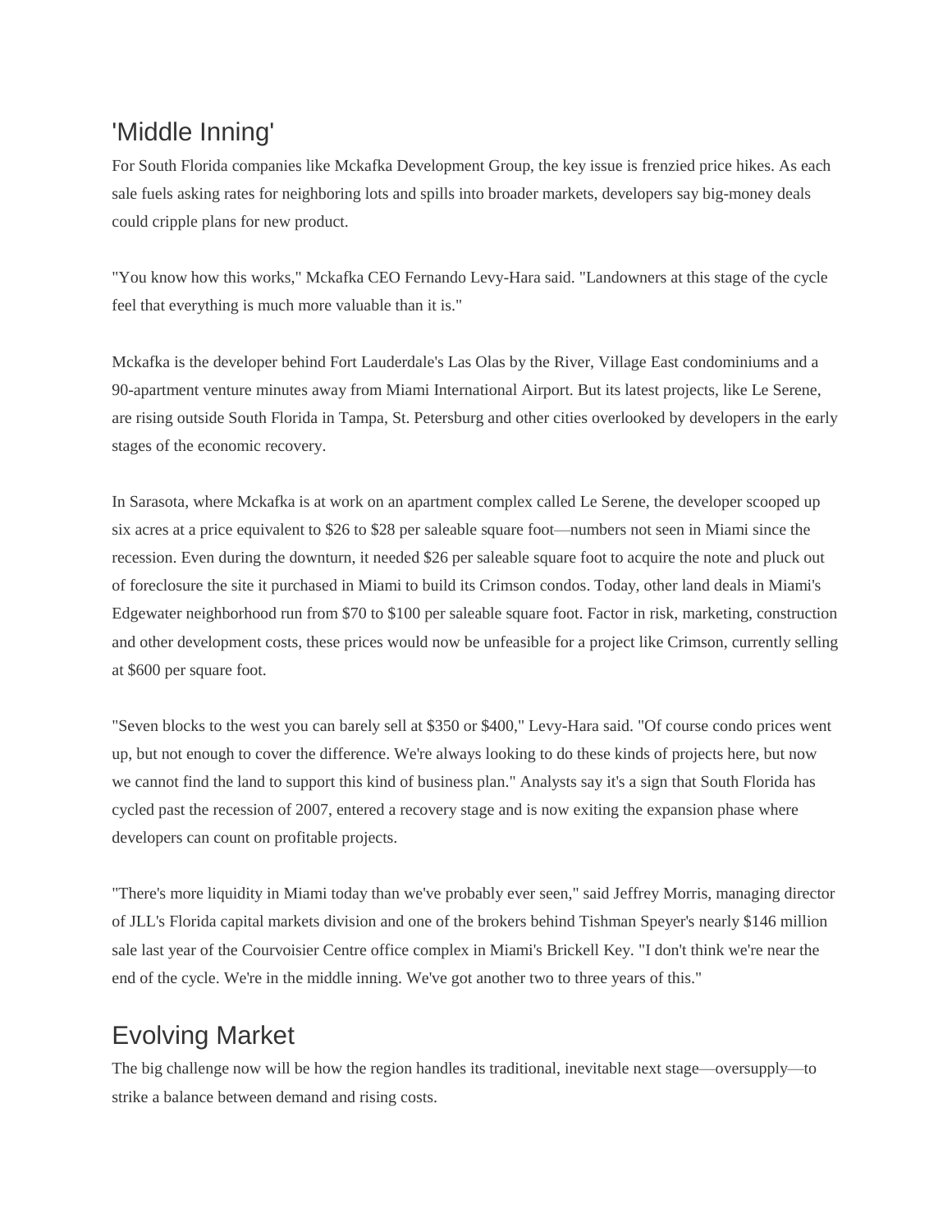## 'Middle Inning'

For South Florida companies like Mckafka Development Group, the key issue is frenzied price hikes. As each sale fuels asking rates for neighboring lots and spills into broader markets, developers say big-money deals could cripple plans for new product.

"You know how this works," Mckafka CEO Fernando Levy-Hara said. "Landowners at this stage of the cycle feel that everything is much more valuable than it is."

Mckafka is the developer behind Fort Lauderdale's Las Olas by the River, Village East condominiums and a 90-apartment venture minutes away from Miami International Airport. But its latest projects, like Le Serene, are rising outside South Florida in Tampa, St. Petersburg and other cities overlooked by developers in the early stages of the economic recovery.

In Sarasota, where Mckafka is at work on an apartment complex called Le Serene, the developer scooped up six acres at a price equivalent to $26 to $28 per saleable square foot—numbers not seen in Miami since the recession. Even during the downturn, it needed $26 per saleable square foot to acquire the note and pluck out of foreclosure the site it purchased in Miami to build its Crimson condos. Today, other land deals in Miami's Edgewater neighborhood run from $70 to $100 per saleable square foot. Factor in risk, marketing, construction and other development costs, these prices would now be unfeasible for a project like Crimson, currently selling at $600 per square foot.

"Seven blocks to the west you can barely sell at $350 or $400," Levy-Hara said. "Of course condo prices went up, but not enough to cover the difference. We're always looking to do these kinds of projects here, but now we cannot find the land to support this kind of business plan." Analysts say it's a sign that South Florida has cycled past the recession of 2007, entered a recovery stage and is now exiting the expansion phase where developers can count on profitable projects.

"There's more liquidity in Miami today than we've probably ever seen," said Jeffrey Morris, managing director of JLL's Florida capital markets division and one of the brokers behind Tishman Speyer's nearly $146 million sale last year of the Courvoisier Centre office complex in Miami's Brickell Key. "I don't think we're near the end of the cycle. We're in the middle inning. We've got another two to three years of this."

## Evolving Market

The big challenge now will be how the region handles its traditional, inevitable next stage—oversupply—to strike a balance between demand and rising costs.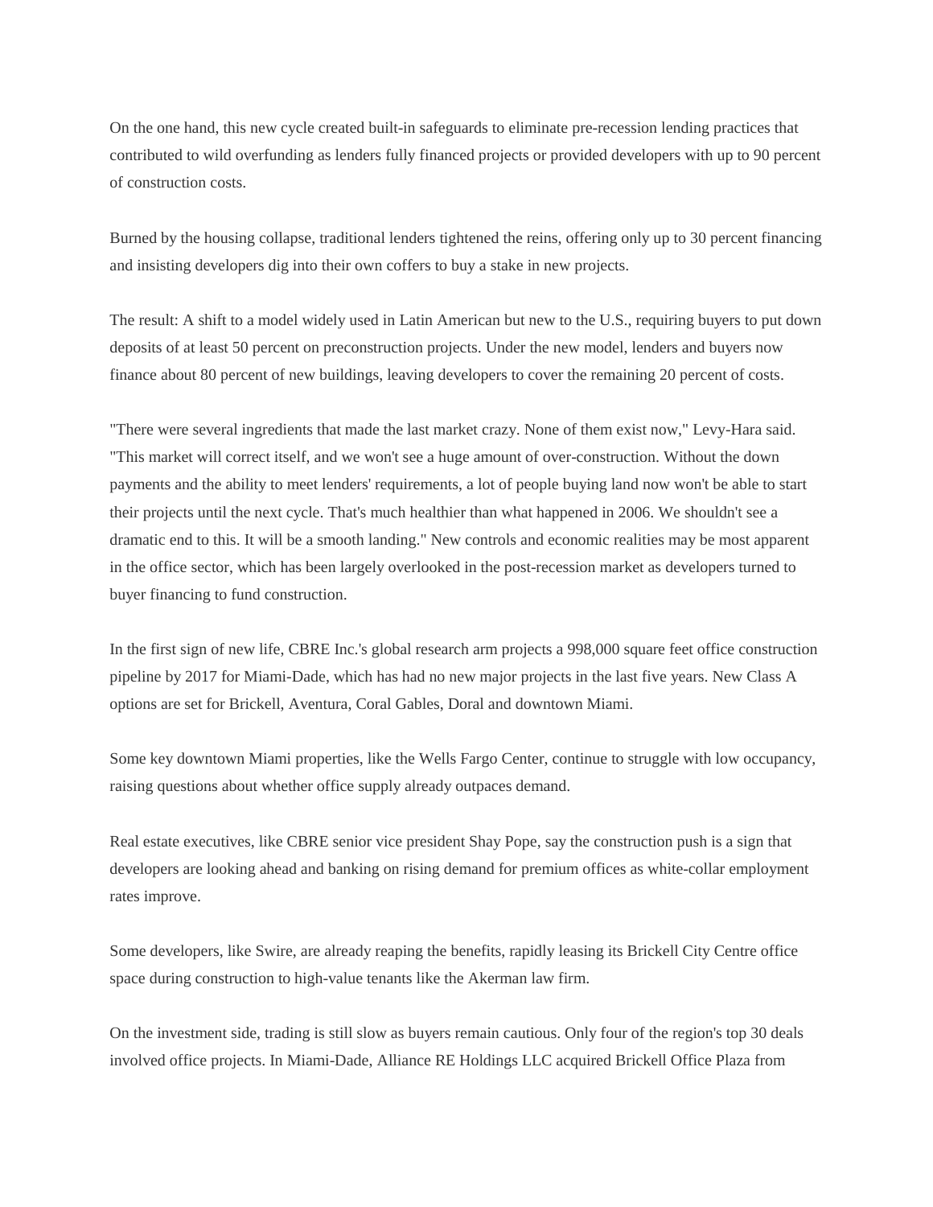On the one hand, this new cycle created built-in safeguards to eliminate pre-recession lending practices that contributed to wild overfunding as lenders fully financed projects or provided developers with up to 90 percent of construction costs.

Burned by the housing collapse, traditional lenders tightened the reins, offering only up to 30 percent financing and insisting developers dig into their own coffers to buy a stake in new projects.

The result: A shift to a model widely used in Latin American but new to the U.S., requiring buyers to put down deposits of at least 50 percent on preconstruction projects. Under the new model, lenders and buyers now finance about 80 percent of new buildings, leaving developers to cover the remaining 20 percent of costs.

"There were several ingredients that made the last market crazy. None of them exist now," Levy-Hara said. "This market will correct itself, and we won't see a huge amount of over-construction. Without the down payments and the ability to meet lenders' requirements, a lot of people buying land now won't be able to start their projects until the next cycle. That's much healthier than what happened in 2006. We shouldn't see a dramatic end to this. It will be a smooth landing." New controls and economic realities may be most apparent in the office sector, which has been largely overlooked in the post-recession market as developers turned to buyer financing to fund construction.

In the first sign of new life, CBRE Inc.'s global research arm projects a 998,000 square feet office construction pipeline by 2017 for Miami-Dade, which has had no new major projects in the last five years. New Class A options are set for Brickell, Aventura, Coral Gables, Doral and downtown Miami.

Some key downtown Miami properties, like the Wells Fargo Center, continue to struggle with low occupancy, raising questions about whether office supply already outpaces demand.

Real estate executives, like CBRE senior vice president Shay Pope, say the construction push is a sign that developers are looking ahead and banking on rising demand for premium offices as white-collar employment rates improve.

Some developers, like Swire, are already reaping the benefits, rapidly leasing its Brickell City Centre office space during construction to high-value tenants like the Akerman law firm.

On the investment side, trading is still slow as buyers remain cautious. Only four of the region's top 30 deals involved office projects. In Miami-Dade, Alliance RE Holdings LLC acquired Brickell Office Plaza from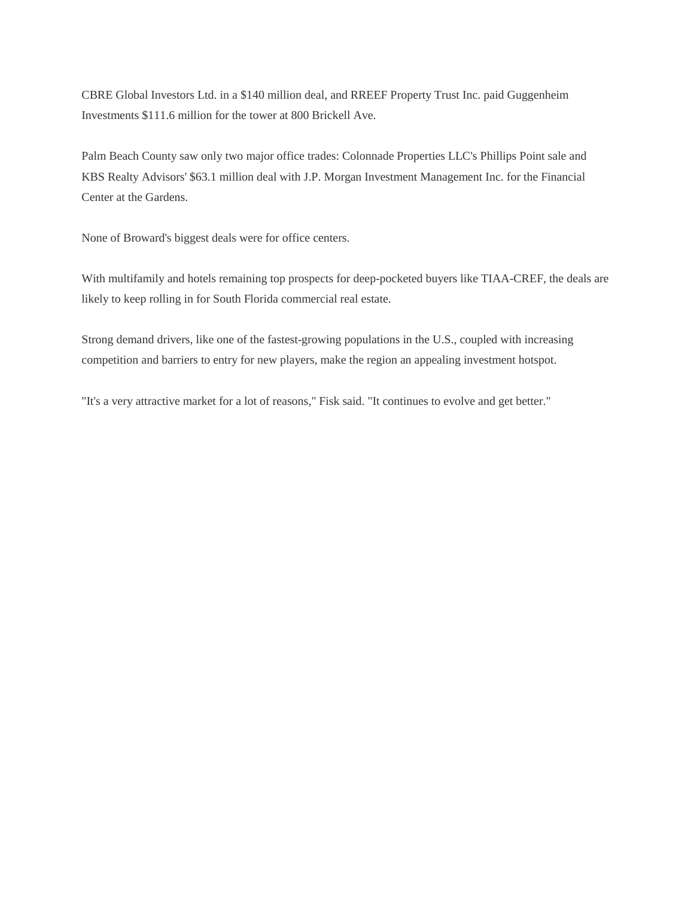CBRE Global Investors Ltd. in a $140 million deal, and RREEF Property Trust Inc. paid Guggenheim Investments $111.6 million for the tower at 800 Brickell Ave.

Palm Beach County saw only two major office trades: Colonnade Properties LLC's Phillips Point sale and KBS Realty Advisors' $63.1 million deal with J.P. Morgan Investment Management Inc. for the Financial Center at the Gardens.

None of Broward's biggest deals were for office centers.

With multifamily and hotels remaining top prospects for deep-pocketed buyers like TIAA-CREF, the deals are likely to keep rolling in for South Florida commercial real estate.

Strong demand drivers, like one of the fastest-growing populations in the U.S., coupled with increasing competition and barriers to entry for new players, make the region an appealing investment hotspot.

"It's a very attractive market for a lot of reasons," Fisk said. "It continues to evolve and get better."